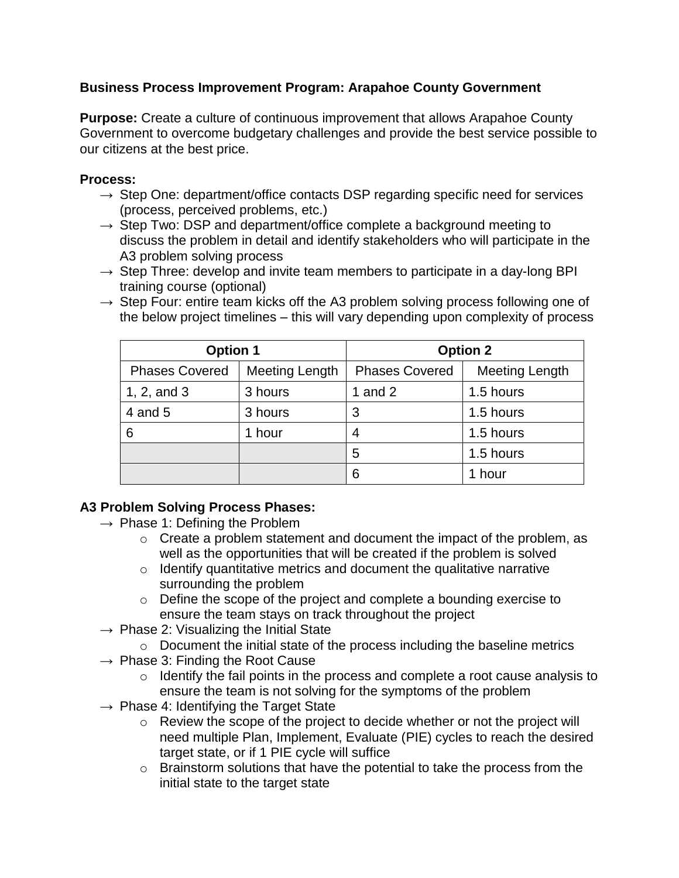**Business Process Improvement Program: Arapahoe County Government**

**Purpose:** Create a culture of continuous improvement that allows Arapahoe County Government to overcome budgetary challenges and provide the best service possible to our citizens at the best price.

**Process:**

- → Step One: department/office contacts DSP regarding specific need for services (process, perceived problems, etc.)
- → Step Two: DSP and department/office complete a background meeting to discuss the problem in detail and identify stakeholders who will participate in the A3 problem solving process
- → Step Three: develop and invite team members to participate in a day-long BPI training course (optional)
- → Step Four: entire team kicks off the A3 problem solving process following one of the below project timelines – this will vary depending upon complexity of process

| Option 1 | | Option 2 | |
|---|---|---|---|
| Phases Covered | Meeting Length | Phases Covered | Meeting Length |
| 1, 2, and 3 | 3 hours | 1 and 2 | 1.5 hours |
| 4 and 5 | 3 hours | 3 | 1.5 hours |
| 6 | 1 hour | 4 | 1.5 hours |
| | | 5 | 1.5 hours |
| | | 6 | 1 hour |

**A3 Problem Solving Process Phases:**

- → Phase 1: Defining the Problem
  - Create a problem statement and document the impact of the problem, as well as the opportunities that will be created if the problem is solved
  - Identify quantitative metrics and document the qualitative narrative surrounding the problem
  - Define the scope of the project and complete a bounding exercise to ensure the team stays on track throughout the project
- → Phase 2: Visualizing the Initial State
  - Document the initial state of the process including the baseline metrics
- → Phase 3: Finding the Root Cause
  - Identify the fail points in the process and complete a root cause analysis to ensure the team is not solving for the symptoms of the problem
- → Phase 4: Identifying the Target State
  - Review the scope of the project to decide whether or not the project will need multiple Plan, Implement, Evaluate (PIE) cycles to reach the desired target state, or if 1 PIE cycle will suffice
  - Brainstorm solutions that have the potential to take the process from the initial state to the target state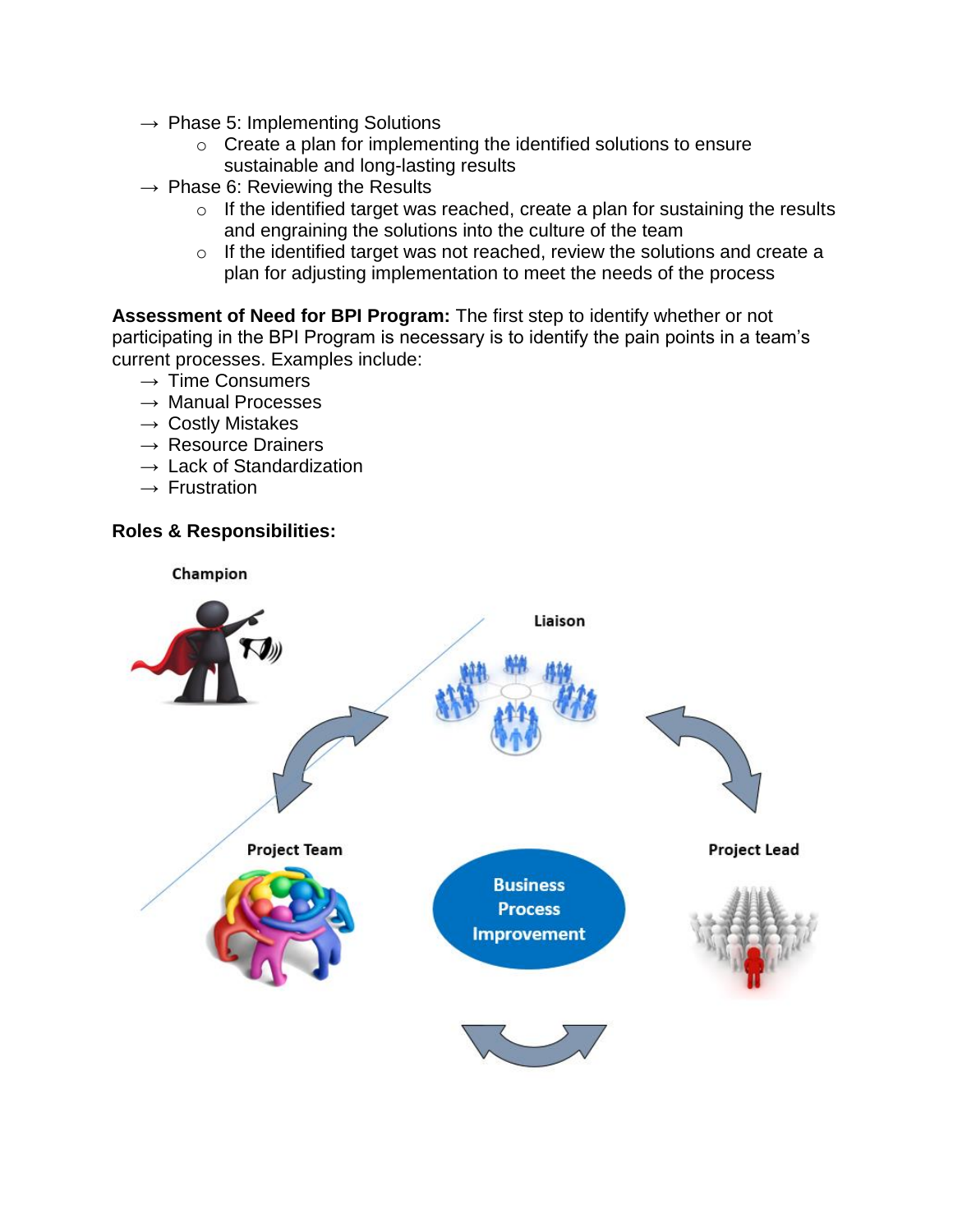→ Phase 5: Implementing Solutions
- Create a plan for implementing the identified solutions to ensure sustainable and long-lasting results

→ Phase 6: Reviewing the Results
- If the identified target was reached, create a plan for sustaining the results and engraining the solutions into the culture of the team
- If the identified target was not reached, review the solutions and create a plan for adjusting implementation to meet the needs of the process

**Assessment of Need for BPI Program:** The first step to identify whether or not participating in the BPI Program is necessary is to identify the pain points in a team's current processes. Examples include:

→ Time Consumers
→ Manual Processes
→ Costly Mistakes
→ Resource Drainers
→ Lack of Standardization
→ Frustration

**Roles & Responsibilities:**

Champion

Liaison

Project Team

Business Process Improvement

Project Lead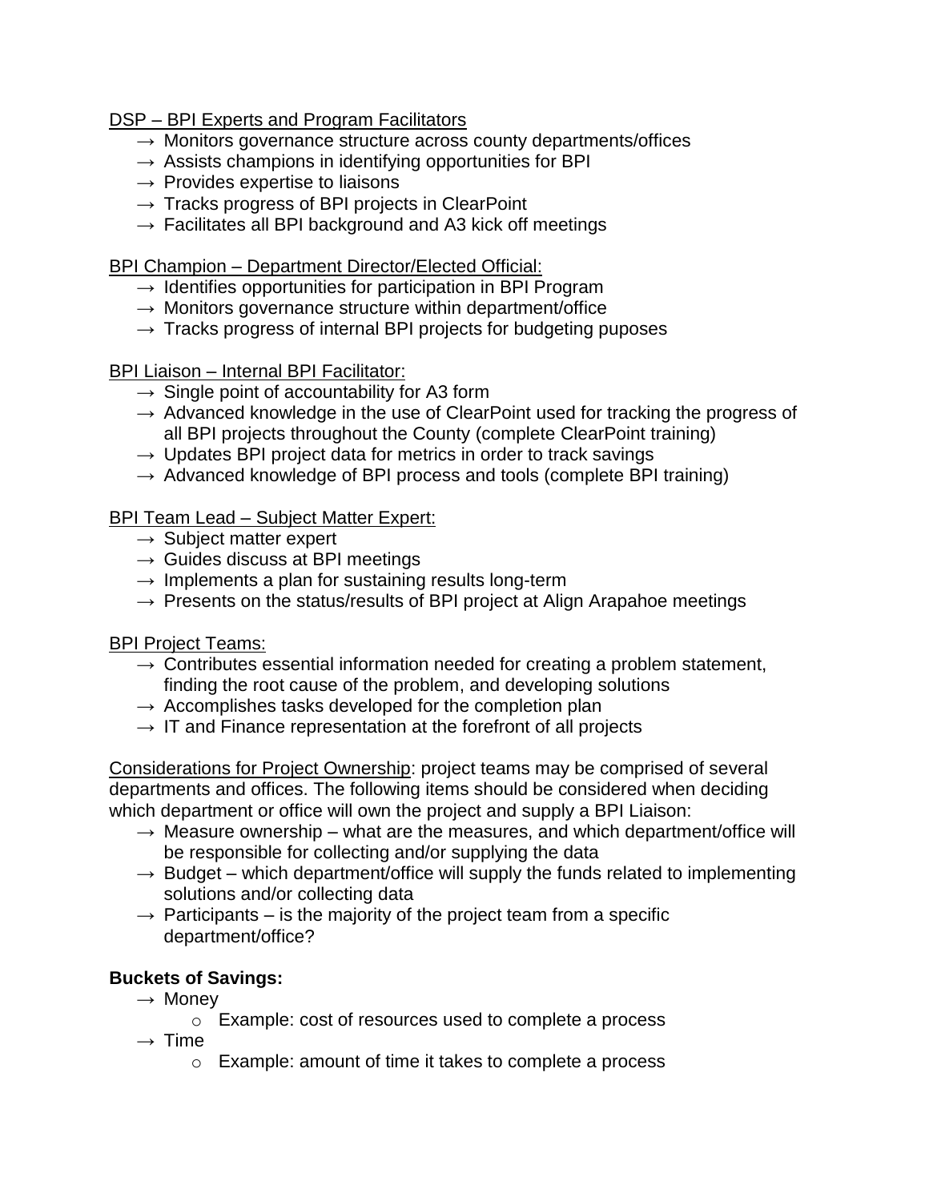DSP – BPI Experts and Program Facilitators

- → Monitors governance structure across county departments/offices
- → Assists champions in identifying opportunities for BPI
- → Provides expertise to liaisons
- → Tracks progress of BPI projects in ClearPoint
- → Facilitates all BPI background and A3 kick off meetings

BPI Champion – Department Director/Elected Official:

- → Identifies opportunities for participation in BPI Program
- → Monitors governance structure within department/office
- → Tracks progress of internal BPI projects for budgeting puposes

BPI Liaison – Internal BPI Facilitator:

- → Single point of accountability for A3 form
- → Advanced knowledge in the use of ClearPoint used for tracking the progress of all BPI projects throughout the County (complete ClearPoint training)
- → Updates BPI project data for metrics in order to track savings
- → Advanced knowledge of BPI process and tools (complete BPI training)

BPI Team Lead – Subject Matter Expert:

- → Subject matter expert
- → Guides discuss at BPI meetings
- → Implements a plan for sustaining results long-term
- → Presents on the status/results of BPI project at Align Arapahoe meetings

BPI Project Teams:

- → Contributes essential information needed for creating a problem statement, finding the root cause of the problem, and developing solutions
- → Accomplishes tasks developed for the completion plan
- → IT and Finance representation at the forefront of all projects

Considerations for Project Ownership: project teams may be comprised of several departments and offices. The following items should be considered when deciding which department or office will own the project and supply a BPI Liaison:

- → Measure ownership – what are the measures, and which department/office will be responsible for collecting and/or supplying the data
- → Budget – which department/office will supply the funds related to implementing solutions and/or collecting data
- → Participants – is the majority of the project team from a specific department/office?

**Buckets of Savings:**

- → Money
  - Example: cost of resources used to complete a process
- → Time
  - Example: amount of time it takes to complete a process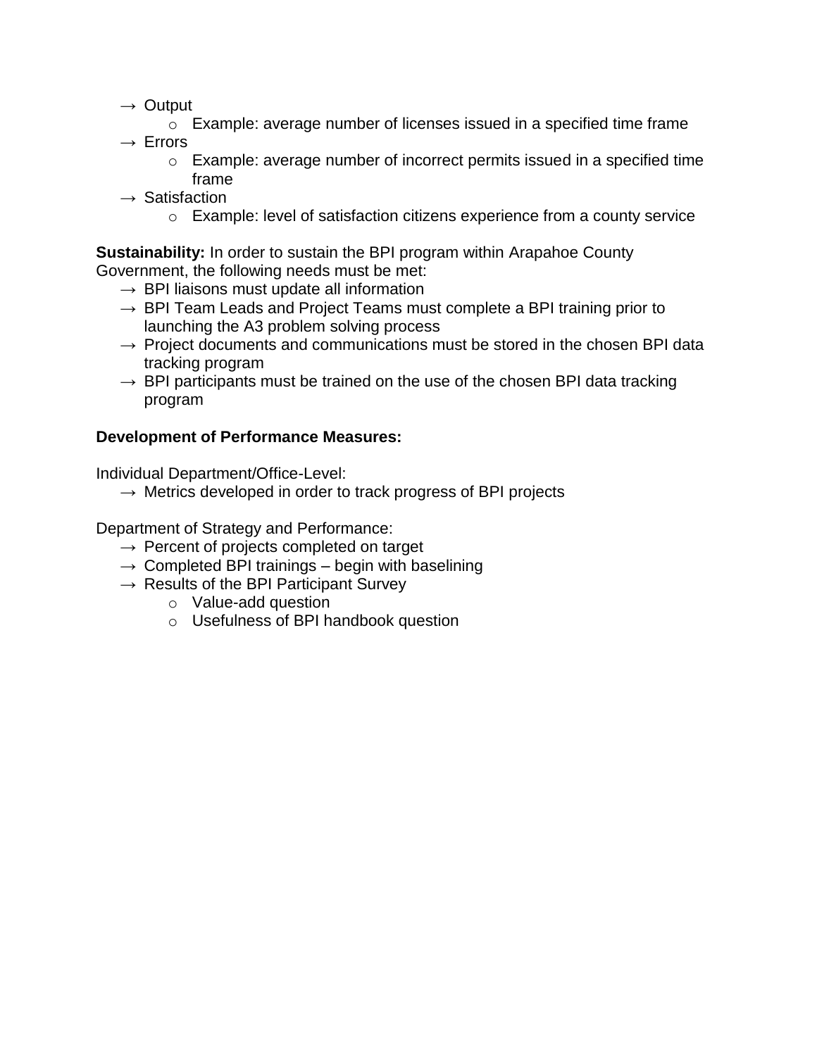- → Output
    - Example: average number of licenses issued in a specified time frame
- → Errors
    - Example: average number of incorrect permits issued in a specified time frame
- → Satisfaction
    - Example: level of satisfaction citizens experience from a county service

**Sustainability:** In order to sustain the BPI program within Arapahoe County Government, the following needs must be met:

- → BPI liaisons must update all information
- → BPI Team Leads and Project Teams must complete a BPI training prior to launching the A3 problem solving process
- → Project documents and communications must be stored in the chosen BPI data tracking program
- → BPI participants must be trained on the use of the chosen BPI data tracking program

**Development of Performance Measures:**

Individual Department/Office-Level:

- → Metrics developed in order to track progress of BPI projects

Department of Strategy and Performance:

- → Percent of projects completed on target
- → Completed BPI trainings – begin with baselining
- → Results of the BPI Participant Survey
    - Value-add question
    - Usefulness of BPI handbook question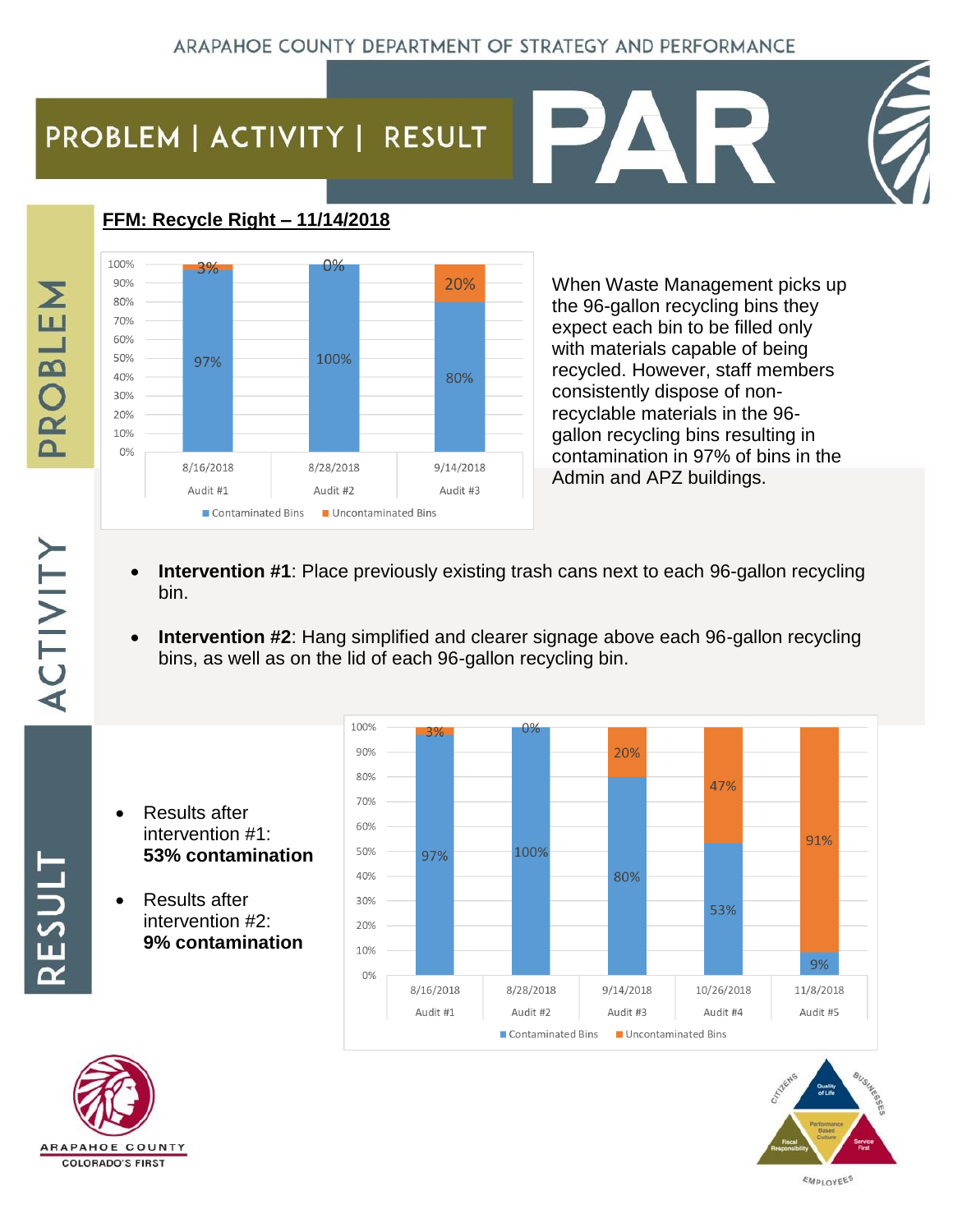ARAPAHOE COUNTY DEPARTMENT OF STRATEGY AND PERFORMANCE

# PROBLEM | ACTIVITY | RESULT

PAR

## PROBLEM

**FFM: Recycle Right – 11/14/2018**

100%
90%
80%
70%
60%
50%
40%
30%
20%
10%
0%

3%
97%
8/16/2018
Audit #1

0%
100%
8/28/2018
Audit #2

20%
80%
9/14/2018
Audit #3

Contaminated Bins
Uncontaminated Bins

When Waste Management picks up the 96-gallon recycling bins they expect each bin to be filled only with materials capable of being recycled. However, staff members consistently dispose of non-recyclable materials in the 96-gallon recycling bins resulting in contamination in 97% of bins in the Admin and APZ buildings.

## ACTIVITY

- **Intervention #1**: Place previously existing trash cans next to each 96-gallon recycling bin.
- **Intervention #2**: Hang simplified and clearer signage above each 96-gallon recycling bins, as well as on the lid of each 96-gallon recycling bin.

## RESULT

- Results after intervention #1: **53% contamination**
- Results after intervention #2: **9% contamination**

100%
90%
80%
70%
60%
50%
40%
30%
20%
10%
0%

3%
97%
8/16/2018
Audit #1

0%
100%
8/28/2018
Audit #2

20%
80%
9/14/2018
Audit #3

47%
53%
10/26/2018
Audit #4

91%
9%
11/8/2018
Audit #5

Contaminated Bins
Uncontaminated Bins

ARAPAHOE COUNTY
COLORADO'S FIRST

CITIZENS
BUSINESSES
Quality of Life
Performance Based Culture
Fiscal Responsibility
Service First
EMPLOYEES